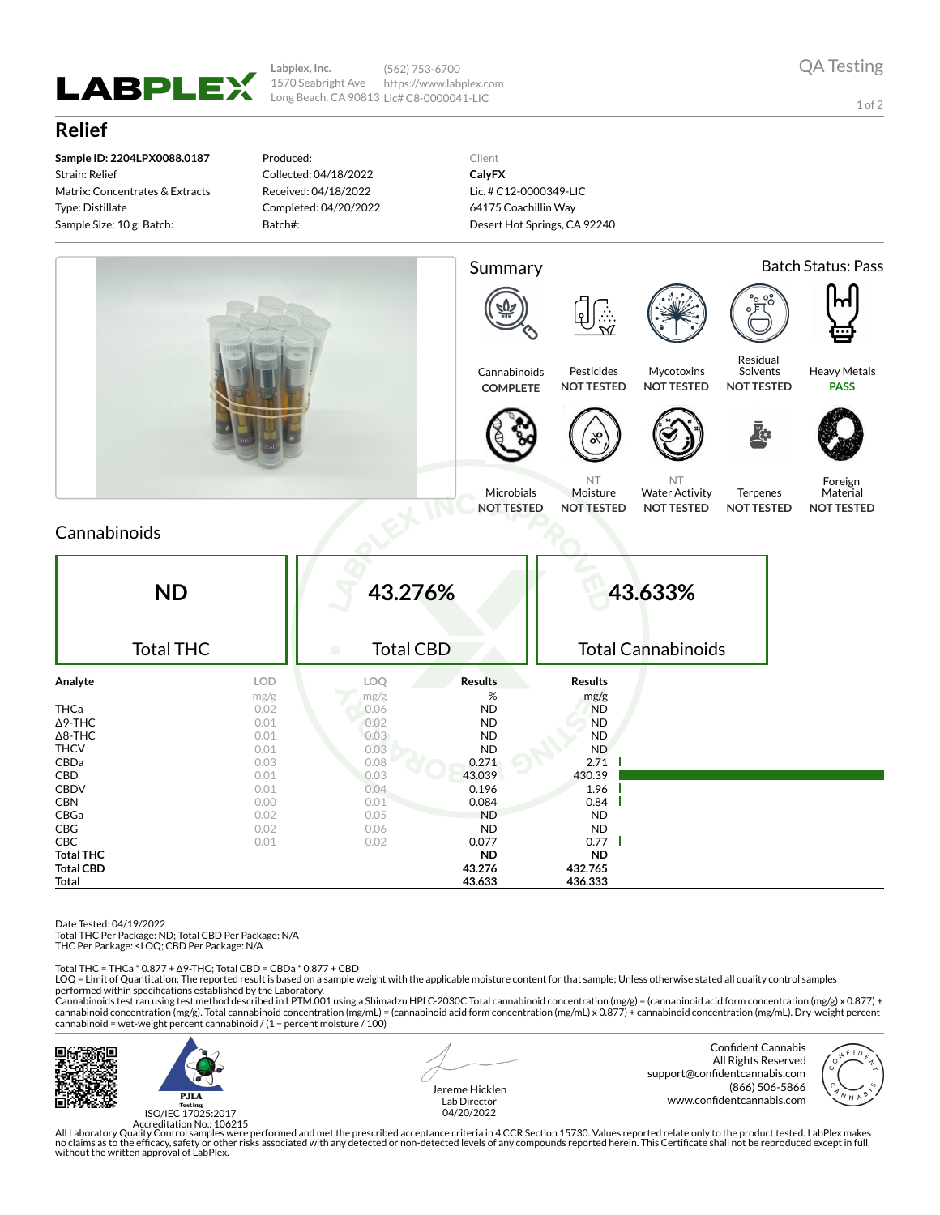**LABPLEX**

Labplex, Inc.
1570 Seabright Ave
Long Beach, CA 90813

(562) 753-6700
https://www.labplex.com
Lic# C8-0000041-LIC

QA Testing

# Relief

**Sample ID: 2204LPX0088.0187**
Strain: Relief
Matrix: Concentrates & Extracts
Type: Distillate
Sample Size: 10 g; Batch:

Produced:
Collected: 04/18/2022
Received: 04/18/2022
Completed: 04/20/2022
Batch#:

Client
**CalyFX**
Lic. # C12-0000349-LIC
64175 Coachillin Way
Desert Hot Springs, CA 92240

## Summary

Batch Status: Pass

| Test | Status |
|---|---|
| Cannabinoids | COMPLETE |
| Pesticides | NOT TESTED |
| Mycotoxins | NOT TESTED |
| Residual Solvents | NOT TESTED |
| Heavy Metals | PASS |
| Microbials | NOT TESTED |
| Moisture | NOT TESTED |
| Water Activity | NOT TESTED |
| Terpenes | NOT TESTED |
| Foreign Material | NOT TESTED |

## Cannabinoids

| ND | 43.276% | 43.633% |
|---|---|---|
| Total THC | Total CBD | Total Cannabinoids |

| Analyte | LOD | LOQ | Results | Results |
|---|---|---|---|---|
| | mg/g | mg/g | % | mg/g |
| THCa | 0.02 | 0.06 | ND | ND |
| Δ9-THC | 0.01 | 0.02 | ND | ND |
| Δ8-THC | 0.01 | 0.03 | ND | ND |
| THCV | 0.01 | 0.03 | ND | ND |
| CBDa | 0.03 | 0.08 | 0.271 | 2.71 |
| CBD | 0.01 | 0.03 | 43.039 | 430.39 |
| CBDV | 0.01 | 0.04 | 0.196 | 1.96 |
| CBN | 0.00 | 0.01 | 0.084 | 0.84 |
| CBGa | 0.02 | 0.05 | ND | ND |
| CBG | 0.02 | 0.06 | ND | ND |
| CBC | 0.01 | 0.02 | 0.077 | 0.77 |
| **Total THC** | | | **ND** | **ND** |
| **Total CBD** | | | **43.276** | **432.765** |
| **Total** | | | **43.633** | **436.333** |

Date Tested: 04/19/2022
Total THC Per Package: ND; Total CBD Per Package: N/A
THC Per Package: <LOQ; CBD Per Package: N/A

Total THC = THCa * 0.877 + Δ9-THC; Total CBD = CBDa * 0.877 + CBD
LOQ = Limit of Quantitation; The reported result is based on a sample weight with the applicable moisture content for that sample; Unless otherwise stated all quality control samples performed within specifications established by the Laboratory.
Cannabinoids test ran using test method described in LPTM.001 using a Shimadzu HPLC-2030C Total cannabinoid concentration (mg/g) = (cannabinoid acid form concentration (mg/g) x 0.877) + cannabinoid concentration (mg/g). Total cannabinoid concentration (mg/mL) = (cannabinoid acid form concentration (mg/mL) x 0.877) + cannabinoid concentration (mg/mL). Dry-weight percent cannabinoid = wet-weight percent cannabinoid / (1 − percent moisture / 100)

PJLA Testing
ISO/IEC 17025:2017
Accreditation No.: 106215

Jereme Hicklen
Lab Director
04/20/2022

Confident Cannabis
All Rights Reserved
support@confidentcannabis.com
(866) 506-5866
www.confidentcannabis.com

All Laboratory Quality Control samples were performed and met the prescribed acceptance criteria in 4 CCR Section 15730. Values reported relate only to the product tested. LabPlex makes no claims as to the efficacy, safety or other risks associated with any detected or non-detected levels of any compounds reported herein. This Certificate shall not be reproduced except in full, without the written approval of LabPlex.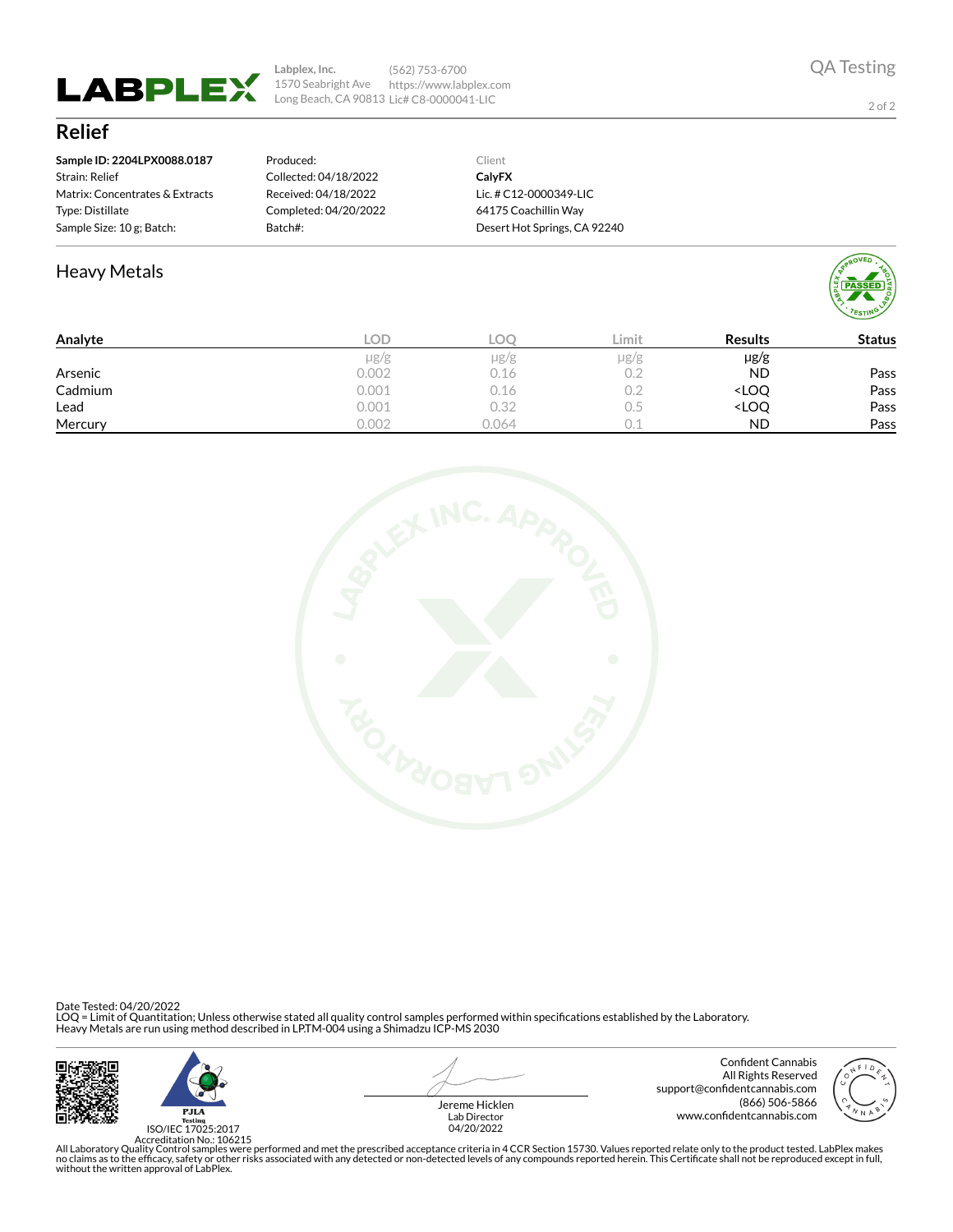**Labplex, Inc.**
1570 Seabright Ave
Long Beach, CA 90813

(562) 753-6700
https://www.labplex.com
Lic# C8-0000041-LIC

QA Testing

# Relief

| | | |
|---|---|---|
| **Sample ID: 2204LPX0088.0187** | Produced: | Client |
| Strain: Relief | Collected: 04/18/2022 | **CalyFX** |
| Matrix: Concentrates & Extracts | Received: 04/18/2022 | Lic. # C12-0000349-LIC |
| Type: Distillate | Completed: 04/20/2022 | 64175 Coachillin Way |
| Sample Size: 10 g; Batch: | Batch#: | Desert Hot Springs, CA 92240 |

## Heavy Metals

PASSED

| Analyte | LOD | LOQ | Limit | Results | Status |
|---|---|---|---|---|---|
| | μg/g | μg/g | μg/g | μg/g | |
| Arsenic | 0.002 | 0.16 | 0.2 | ND | Pass |
| Cadmium | 0.001 | 0.16 | 0.2 | <LOQ | Pass |
| Lead | 0.001 | 0.32 | 0.5 | <LOQ | Pass |
| Mercury | 0.002 | 0.064 | 0.1 | ND | Pass |

Date Tested: 04/20/2022
LOQ = Limit of Quantitation; Unless otherwise stated all quality control samples performed within specifications established by the Laboratory.
Heavy Metals are run using method described in LP.TM-004 using a Shimadzu ICP-MS 2030

PJLA Testing
ISO/IEC 17025:2017
Accreditation No.: 106215

Jereme Hicklen
Lab Director
04/20/2022

Confident Cannabis
All Rights Reserved
support@confidentcannabis.com
(866) 506-5866
www.confidentcannabis.com

All Laboratory Quality Control samples were performed and met the prescribed acceptance criteria in 4 CCR Section 15730. Values reported relate only to the product tested. LabPlex makes no claims as to the efficacy, safety or other risks associated with any detected or non-detected levels of any compounds reported herein. This Certificate shall not be reproduced except in full, without the written approval of LabPlex.